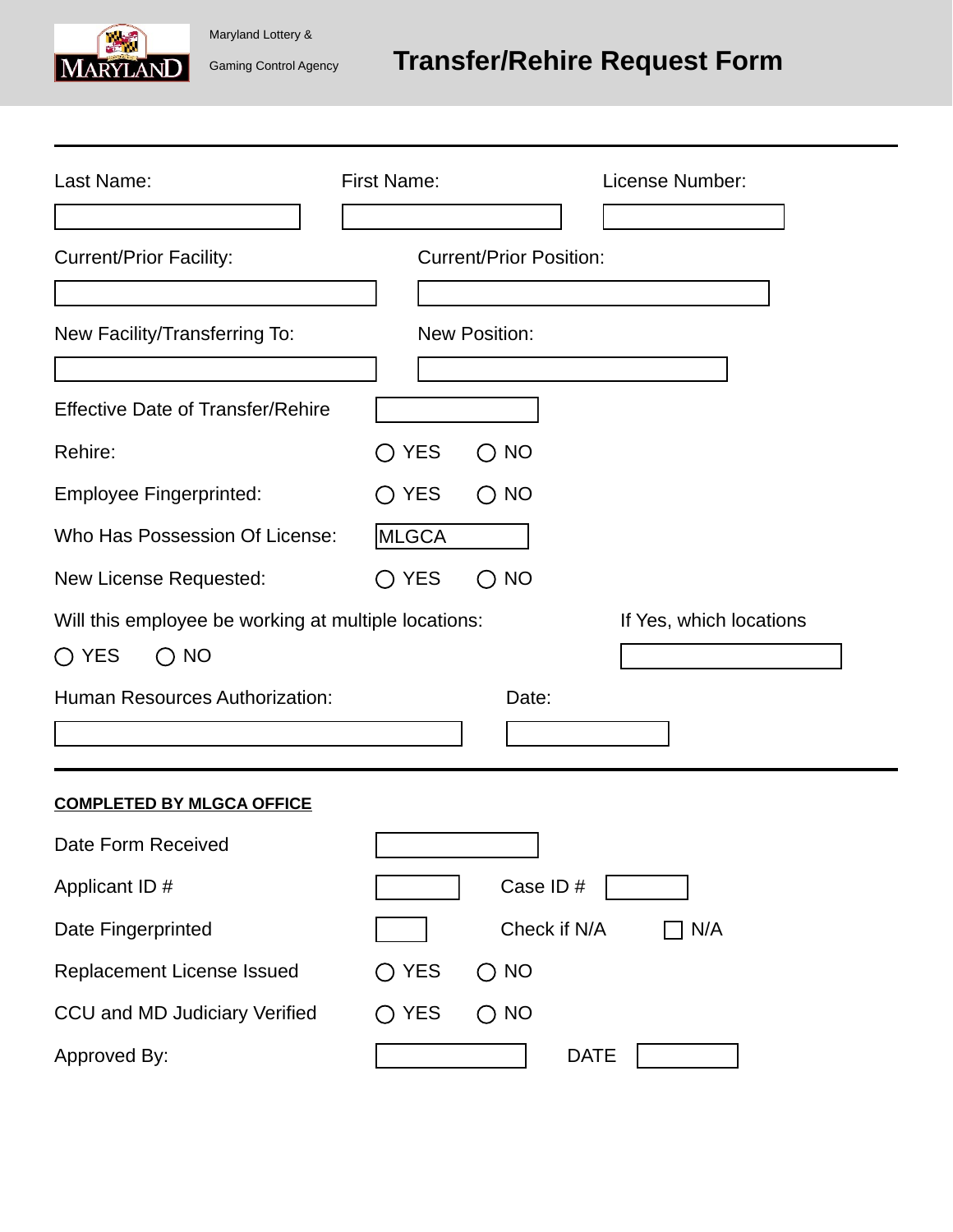Maryland Lottery & Gaming Control Agency

# Transfer/Rehire Request Form

Last Name: 

First Name: 

License Number: 

Current/Prior Facility: 

Current/Prior Position: 

New Facility/Transferring To: 

New Position: 

Effective Date of Transfer/Rehire 

Rehire: ○ YES ○ NO

Employee Fingerprinted: ○ YES ○ NO

Who Has Possession Of License: MLGCA

New License Requested: ○ YES ○ NO

Will this employee be working at multiple locations: ○ YES ○ NO

If Yes, which locations 

Human Resources Authorization: 

Date: 

**COMPLETED BY MLGCA OFFICE**

Date Form Received 

Applicant ID # 

Case ID # 

Date Fingerprinted 

Check if N/A ☐ N/A

Replacement License Issued ○ YES ○ NO

CCU and MD Judiciary Verified ○ YES ○ NO

Approved By: 

DATE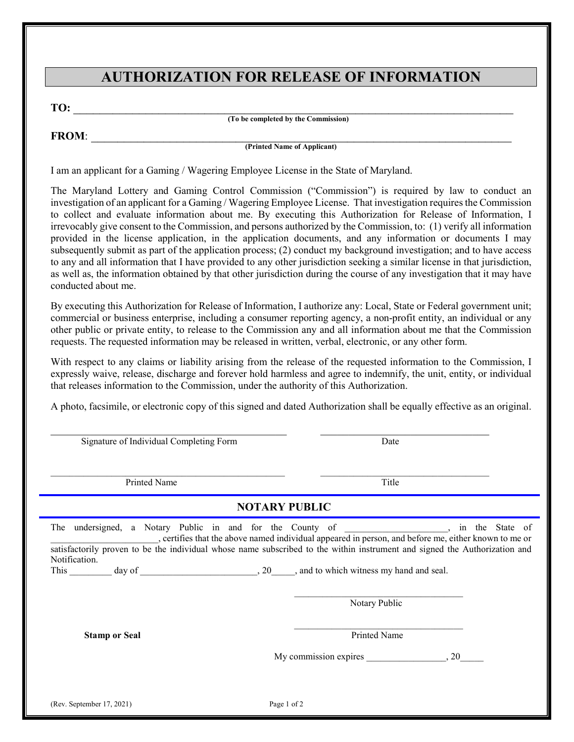# AUTHORIZATION FOR RELEASE OF INFORMATION

**TO:** ______________________________________________________________________________
**(To be completed by the Commission)**

**FROM**: ____________________________________________________________________________
**(Printed Name of Applicant)**

I am an applicant for a Gaming / Wagering Employee License in the State of Maryland.

The Maryland Lottery and Gaming Control Commission ("Commission") is required by law to conduct an investigation of an applicant for a Gaming / Wagering Employee License. That investigation requires the Commission to collect and evaluate information about me. By executing this Authorization for Release of Information, I irrevocably give consent to the Commission, and persons authorized by the Commission, to: (1) verify all information provided in the license application, in the application documents, and any information or documents I may subsequently submit as part of the application process; (2) conduct my background investigation; and to have access to any and all information that I have provided to any other jurisdiction seeking a similar license in that jurisdiction, as well as, the information obtained by that other jurisdiction during the course of any investigation that it may have conducted about me.

By executing this Authorization for Release of Information, I authorize any: Local, State or Federal government unit; commercial or business enterprise, including a consumer reporting agency, a non-profit entity, an individual or any other public or private entity, to release to the Commission any and all information about me that the Commission requests. The requested information may be released in written, verbal, electronic, or any other form.

With respect to any claims or liability arising from the release of the requested information to the Commission, I expressly waive, release, discharge and forever hold harmless and agree to indemnify, the unit, entity, or individual that releases information to the Commission, under the authority of this Authorization.

A photo, facsimile, or electronic copy of this signed and dated Authorization shall be equally effective as an original.

______________________________________________ ___________________________________
Signature of Individual Completing Form Date

______________________________________________ ___________________________________
Printed Name Title

## NOTARY PUBLIC

The undersigned, a Notary Public in and for the County of _____________________, in the State of ______________________, certifies that the above named individual appeared in person, and before me, either known to me or satisfactorily proven to be the individual whose name subscribed to the within instrument and signed the Authorization and Notification.

This _________ day of ________________________, 20_____, and to which witness my hand and seal.

___________________________________
Notary Public

**Stamp or Seal**

___________________________________
Printed Name

My commission expires ________________, 20_____

(Rev. September 17, 2021)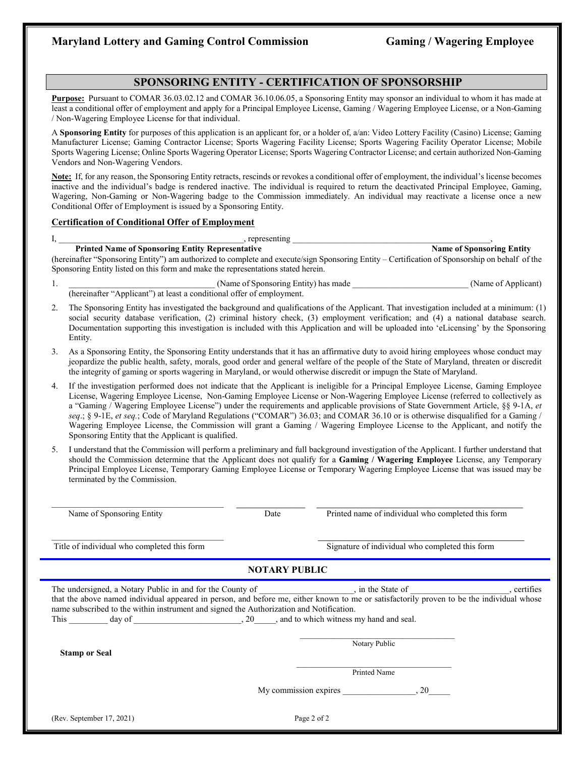**Maryland Lottery and Gaming Control Commission** **Gaming / Wagering Employee**

## SPONSORING ENTITY - CERTIFICATION OF SPONSORSHIP

**Purpose:** Pursuant to COMAR 36.03.02.12 and COMAR 36.10.06.05, a Sponsoring Entity may sponsor an individual to whom it has made at least a conditional offer of employment and apply for a Principal Employee License, Gaming / Wagering Employee License, or a Non-Gaming / Non-Wagering Employee License for that individual.

A **Sponsoring Entity** for purposes of this application is an applicant for, or a holder of, a/an: Video Lottery Facility (Casino) License; Gaming Manufacturer License; Gaming Contractor License; Sports Wagering Facility License; Sports Wagering Facility Operator License; Mobile Sports Wagering License; Online Sports Wagering Operator License; Sports Wagering Contractor License; and certain authorized Non-Gaming Vendors and Non-Wagering Vendors.

**Note:** If, for any reason, the Sponsoring Entity retracts, rescinds or revokes a conditional offer of employment, the individual's license becomes inactive and the individual's badge is rendered inactive. The individual is required to return the deactivated Principal Employee, Gaming, Wagering, Non-Gaming or Non-Wagering badge to the Commission immediately. An individual may reactivate a license once a new Conditional Offer of Employment is issued by a Sponsoring Entity.

### Certification of Conditional Offer of Employment

I, ___________________________________________, representing ________________________________________________,
**Printed Name of Sponsoring Entity Representative** **Name of Sponsoring Entity**
(hereinafter "Sponsoring Entity") am authorized to complete and execute/sign Sponsoring Entity – Certification of Sponsorship on behalf of the Sponsoring Entity listed on this form and make the representations stated herein.

1. ___________________________________ (Name of Sponsoring Entity) has made __________________________ (Name of Applicant) (hereinafter "Applicant") at least a conditional offer of employment.
2. The Sponsoring Entity has investigated the background and qualifications of the Applicant. That investigation included at a minimum: (1) social security database verification, (2) criminal history check, (3) employment verification; and (4) a national database search. Documentation supporting this investigation is included with this Application and will be uploaded into 'eLicensing' by the Sponsoring Entity.
3. As a Sponsoring Entity, the Sponsoring Entity understands that it has an affirmative duty to avoid hiring employees whose conduct may jeopardize the public health, safety, morals, good order and general welfare of the people of the State of Maryland, threaten or discredit the integrity of gaming or sports wagering in Maryland, or would otherwise discredit or impugn the State of Maryland.
4. If the investigation performed does not indicate that the Applicant is ineligible for a Principal Employee License, Gaming Employee License, Wagering Employee License, Non-Gaming Employee License or Non-Wagering Employee License (referred to collectively as a "Gaming / Wagering Employee License") under the requirements and applicable provisions of State Government Article, §§ 9-1A, *et seq*.; § 9-1E, *et seq.*; Code of Maryland Regulations ("COMAR") 36.03; and COMAR 36.10 or is otherwise disqualified for a Gaming / Wagering Employee License, the Commission will grant a Gaming / Wagering Employee License to the Applicant, and notify the Sponsoring Entity that the Applicant is qualified.
5. I understand that the Commission will perform a preliminary and full background investigation of the Applicant. I further understand that should the Commission determine that the Applicant does not qualify for a **Gaming / Wagering Employee** License, any Temporary Principal Employee License, Temporary Gaming Employee License or Temporary Wagering Employee License that was issued may be terminated by the Commission.

_______________________________________ _________________ _______________________________________________
Name of Sponsoring Entity Date Printed name of individual who completed this form

_______________________________________ _______________________________________________
Title of individual who completed this form Signature of individual who completed this form

### NOTARY PUBLIC

The undersigned, a Notary Public in and for the County of _____________________, in the State of ______________________, certifies that the above named individual appeared in person, and before me, either known to me or satisfactorily proven to be the individual whose name subscribed to the within instrument and signed the Authorization and Notification.
This _________ day of _________________________, 20_____, and to which witness my hand and seal.

____________________________________
Notary Public

**Stamp or Seal**

____________________________________
Printed Name

My commission expires _________________, 20_____

(Rev. September 17, 2021)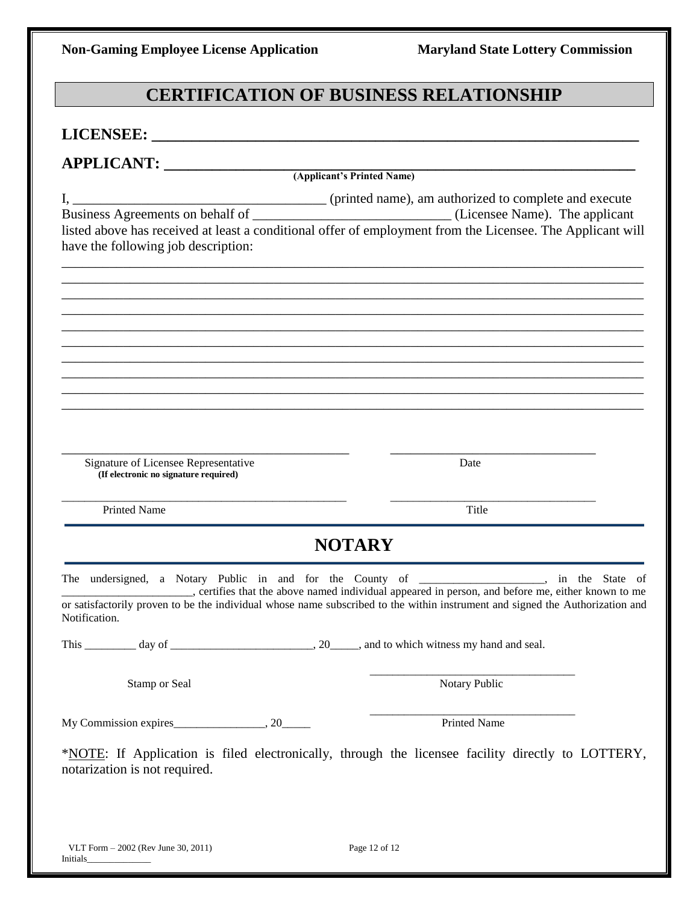# CERTIFICATION OF BUSINESS RELATIONSHIP

**LICENSEE: ___________________________________________________________**

**APPLICANT: _________________________________________________________**
**(Applicant's Printed Name)**

I, ____________________________________ (printed name), am authorized to complete and execute Business Agreements on behalf of ____________________________ (Licensee Name). The applicant listed above has received at least a conditional offer of employment from the Licensee. The Applicant will have the following job description:

_____________________________________________________________________________________
_____________________________________________________________________________________
_____________________________________________________________________________________
_____________________________________________________________________________________
_____________________________________________________________________________________
_____________________________________________________________________________________
_____________________________________________________________________________________
_____________________________________________________________________________________
_____________________________________________________________________________________
_____________________________________________________________________________________

_______________________________________________ &nbsp;&nbsp;&nbsp;&nbsp; _________________________________
Signature of Licensee Representative &nbsp;&nbsp;&nbsp;&nbsp; Date
**(If electronic no signature required)**

_______________________________________________ &nbsp;&nbsp;&nbsp;&nbsp; _________________________________
Printed Name &nbsp;&nbsp;&nbsp;&nbsp; Title

## NOTARY

The undersigned, a Notary Public in and for the County of _____________________, in the State of ______________________, certifies that the above named individual appeared in person, and before me, either known to me or satisfactorily proven to be the individual whose name subscribed to the within instrument and signed the Authorization and Notification.

This _________ day of _________________________, 20_____, and to which witness my hand and seal.

Stamp or Seal &nbsp;&nbsp;&nbsp;&nbsp; ___________________________________
Notary Public

My Commission expires________________, 20_____ &nbsp;&nbsp;&nbsp;&nbsp; ___________________________________
Printed Name

*NOTE: If Application is filed electronically, through the licensee facility directly to LOTTERY, notarization is not required.

Initials______________